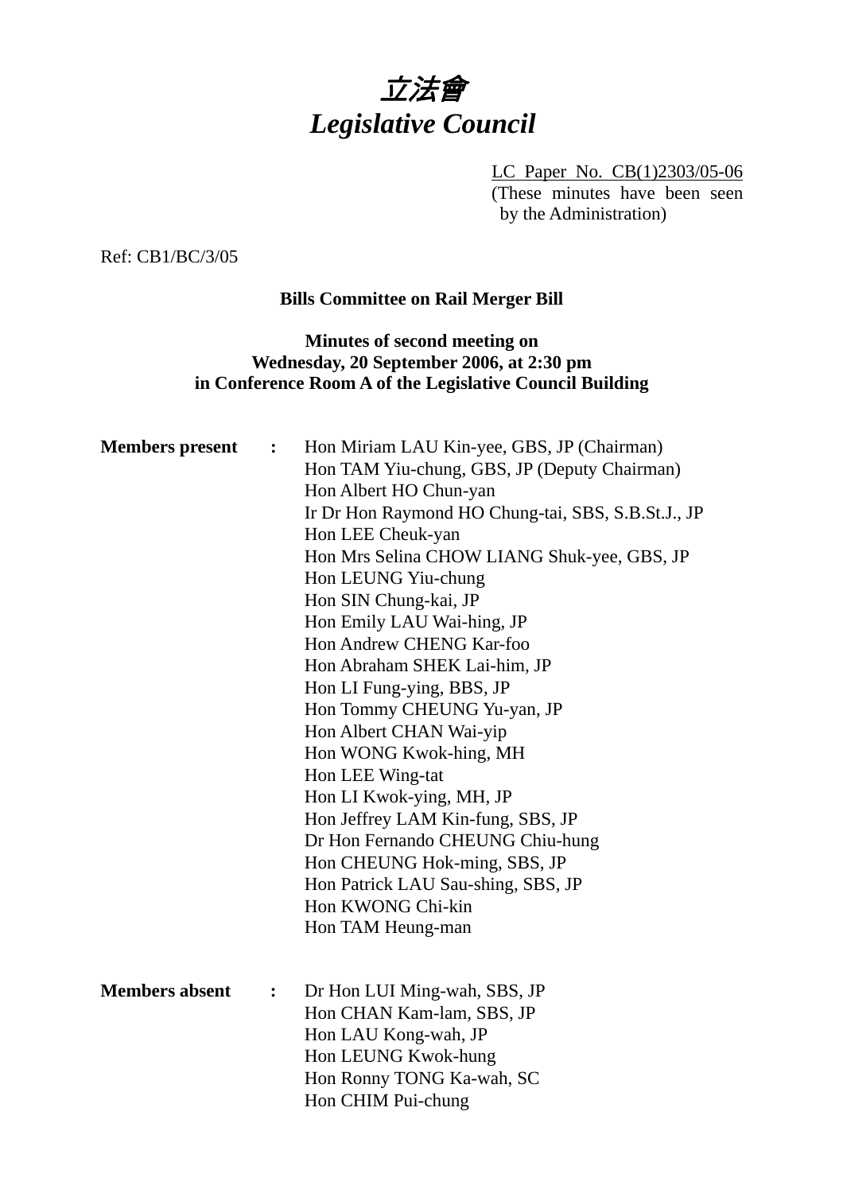# *立法會*
# *Legislative Council*

LC Paper No. CB(1)2303/05-06
(These minutes have been seen by the Administration)

Ref: CB1/BC/3/05

**Bills Committee on Rail Merger Bill**

**Minutes of second meeting on**
**Wednesday, 20 September 2006, at 2:30 pm**
**in Conference Room A of the Legislative Council Building**

**Members present :**

Hon Miriam LAU Kin-yee, GBS, JP (Chairman)
Hon TAM Yiu-chung, GBS, JP (Deputy Chairman)
Hon Albert HO Chun-yan
Ir Dr Hon Raymond HO Chung-tai, SBS, S.B.St.J., JP
Hon LEE Cheuk-yan
Hon Mrs Selina CHOW LIANG Shuk-yee, GBS, JP
Hon LEUNG Yiu-chung
Hon SIN Chung-kai, JP
Hon Emily LAU Wai-hing, JP
Hon Andrew CHENG Kar-foo
Hon Abraham SHEK Lai-him, JP
Hon LI Fung-ying, BBS, JP
Hon Tommy CHEUNG Yu-yan, JP
Hon Albert CHAN Wai-yip
Hon WONG Kwok-hing, MH
Hon LEE Wing-tat
Hon LI Kwok-ying, MH, JP
Hon Jeffrey LAM Kin-fung, SBS, JP
Dr Hon Fernando CHEUNG Chiu-hung
Hon CHEUNG Hok-ming, SBS, JP
Hon Patrick LAU Sau-shing, SBS, JP
Hon KWONG Chi-kin
Hon TAM Heung-man

**Members absent :**

Dr Hon LUI Ming-wah, SBS, JP
Hon CHAN Kam-lam, SBS, JP
Hon LAU Kong-wah, JP
Hon LEUNG Kwok-hung
Hon Ronny TONG Ka-wah, SC
Hon CHIM Pui-chung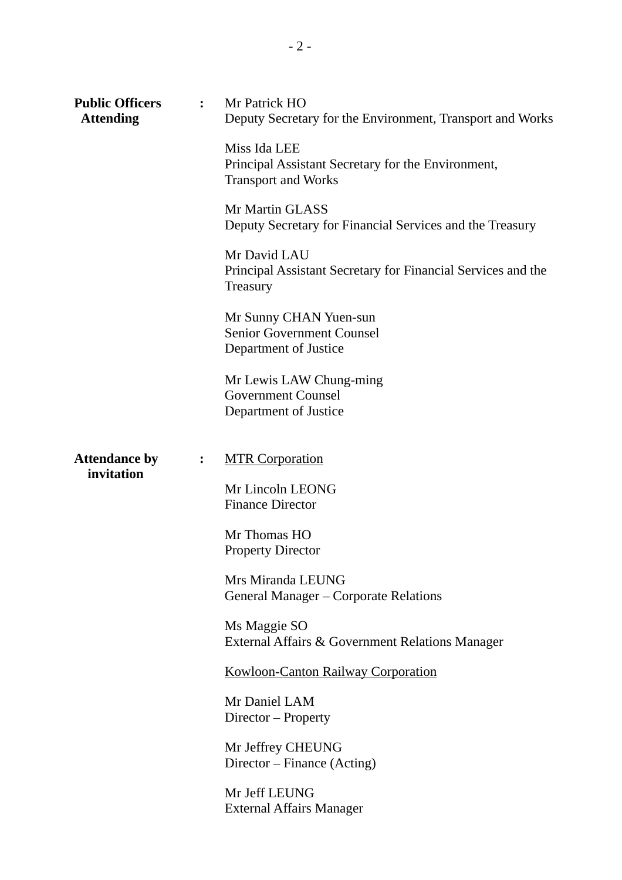**Public Officers Attending** :

Mr Patrick HO
Deputy Secretary for the Environment, Transport and Works

Miss Ida LEE
Principal Assistant Secretary for the Environment, Transport and Works

Mr Martin GLASS
Deputy Secretary for Financial Services and the Treasury

Mr David LAU
Principal Assistant Secretary for Financial Services and the Treasury

Mr Sunny CHAN Yuen-sun
Senior Government Counsel
Department of Justice

Mr Lewis LAW Chung-ming
Government Counsel
Department of Justice

**Attendance by invitation** :

MTR Corporation

Mr Lincoln LEONG
Finance Director

Mr Thomas HO
Property Director

Mrs Miranda LEUNG
General Manager – Corporate Relations

Ms Maggie SO
External Affairs & Government Relations Manager

Kowloon-Canton Railway Corporation

Mr Daniel LAM
Director – Property

Mr Jeffrey CHEUNG
Director – Finance (Acting)

Mr Jeff LEUNG
External Affairs Manager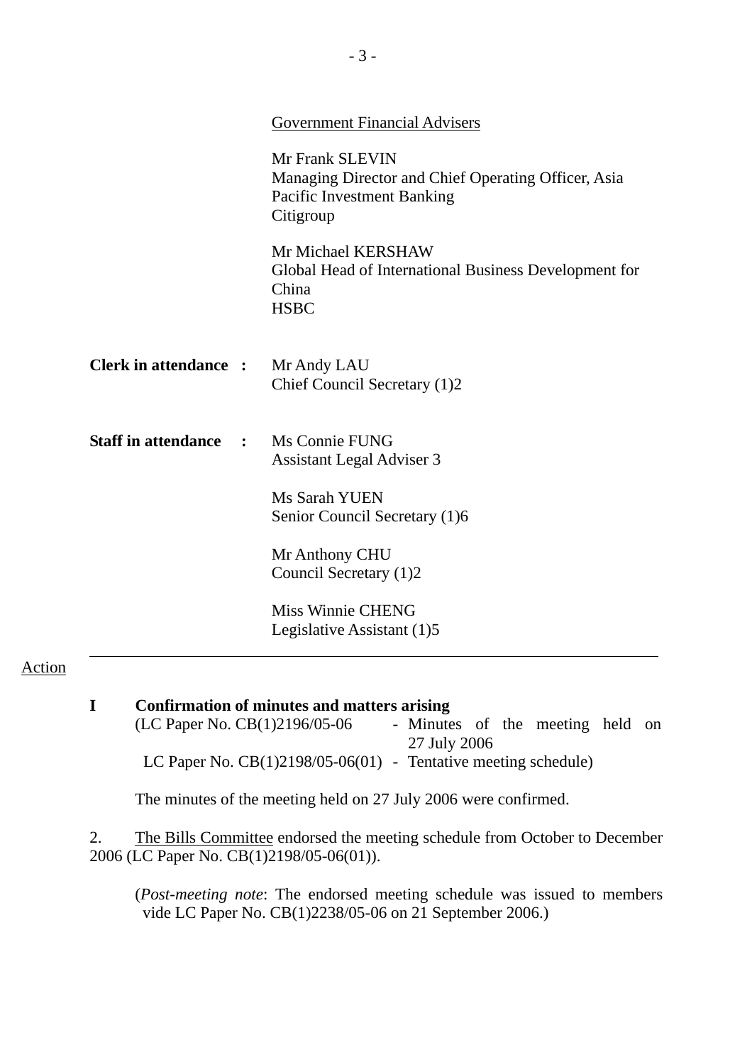Government Financial Advisers

Mr Frank SLEVIN
Managing Director and Chief Operating Officer, Asia Pacific Investment Banking
Citigroup

Mr Michael KERSHAW
Global Head of International Business Development for China
HSBC

**Clerk in attendance :** Mr Andy LAU
Chief Council Secretary (1)2

**Staff in attendance :** Ms Connie FUNG
Assistant Legal Adviser 3

Ms Sarah YUEN
Senior Council Secretary (1)6

Mr Anthony CHU
Council Secretary (1)2

Miss Winnie CHENG
Legislative Assistant (1)5

---

Action

**I Confirmation of minutes and matters arising**

(LC Paper No. CB(1)2196/05-06 - Minutes of the meeting held on 27 July 2006
LC Paper No. CB(1)2198/05-06(01) - Tentative meeting schedule)

The minutes of the meeting held on 27 July 2006 were confirmed.

2. The Bills Committee endorsed the meeting schedule from October to December 2006 (LC Paper No. CB(1)2198/05-06(01)).

(*Post-meeting note*: The endorsed meeting schedule was issued to members vide LC Paper No. CB(1)2238/05-06 on 21 September 2006.)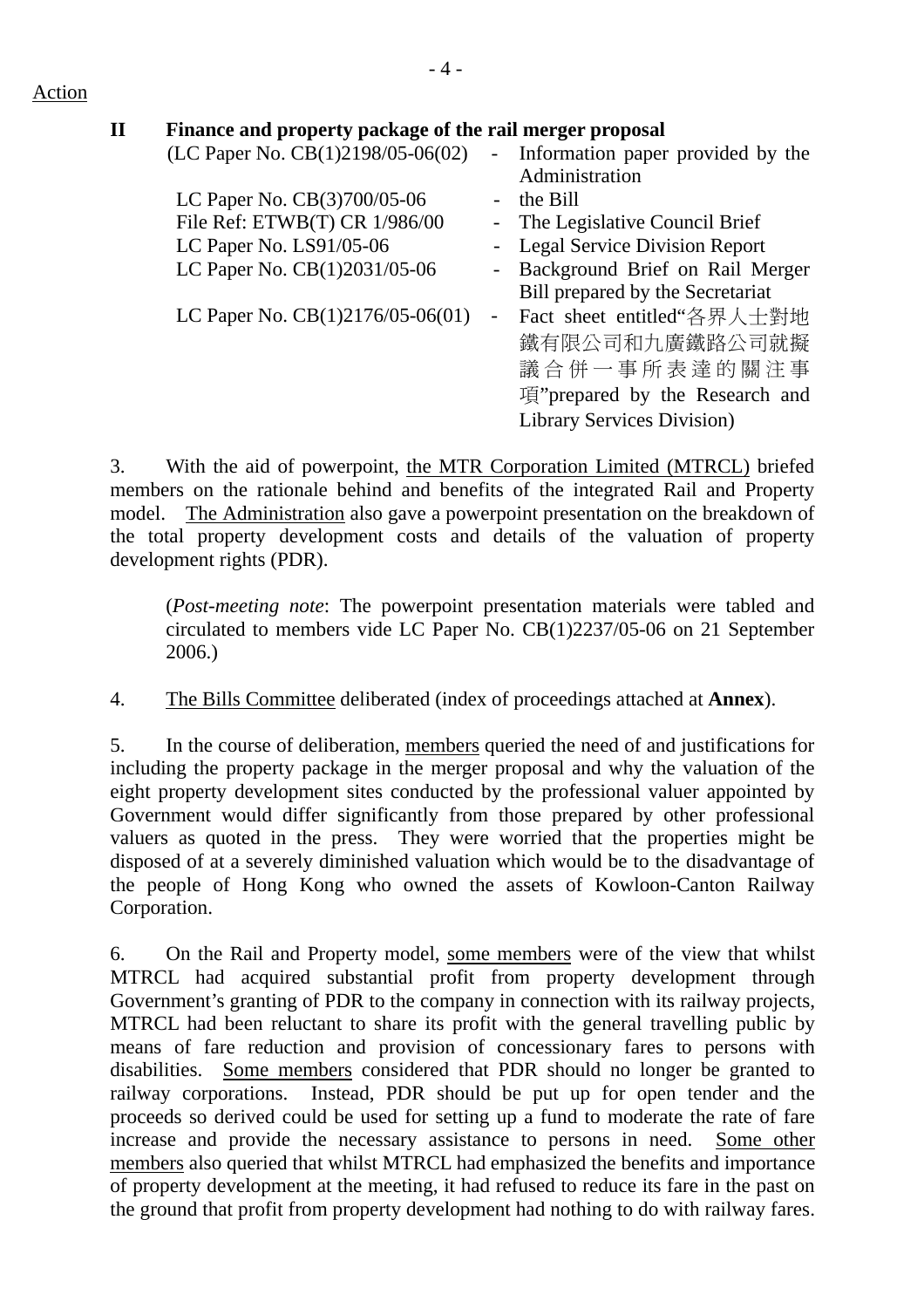Action

**II Finance and property package of the rail merger proposal**

(LC Paper No. CB(1)2198/05-06(02) - Information paper provided by the Administration
LC Paper No. CB(3)700/05-06 - the Bill
File Ref: ETWB(T) CR 1/986/00 - The Legislative Council Brief
LC Paper No. LS91/05-06 - Legal Service Division Report
LC Paper No. CB(1)2031/05-06 - Background Brief on Rail Merger Bill prepared by the Secretariat
LC Paper No. CB(1)2176/05-06(01) - Fact sheet entitled"各界人士對地鐵有限公司和九廣鐵路公司就擬議合併一事所表達的關注事項"prepared by the Research and Library Services Division)

3. With the aid of powerpoint, the MTR Corporation Limited (MTRCL) briefed members on the rationale behind and benefits of the integrated Rail and Property model. The Administration also gave a powerpoint presentation on the breakdown of the total property development costs and details of the valuation of property development rights (PDR).

(*Post-meeting note*: The powerpoint presentation materials were tabled and circulated to members vide LC Paper No. CB(1)2237/05-06 on 21 September 2006.)

4. The Bills Committee deliberated (index of proceedings attached at **Annex**).

5. In the course of deliberation, members queried the need of and justifications for including the property package in the merger proposal and why the valuation of the eight property development sites conducted by the professional valuer appointed by Government would differ significantly from those prepared by other professional valuers as quoted in the press. They were worried that the properties might be disposed of at a severely diminished valuation which would be to the disadvantage of the people of Hong Kong who owned the assets of Kowloon-Canton Railway Corporation.

6. On the Rail and Property model, some members were of the view that whilst MTRCL had acquired substantial profit from property development through Government's granting of PDR to the company in connection with its railway projects, MTRCL had been reluctant to share its profit with the general travelling public by means of fare reduction and provision of concessionary fares to persons with disabilities. Some members considered that PDR should no longer be granted to railway corporations. Instead, PDR should be put up for open tender and the proceeds so derived could be used for setting up a fund to moderate the rate of fare increase and provide the necessary assistance to persons in need. Some other members also queried that whilst MTRCL had emphasized the benefits and importance of property development at the meeting, it had refused to reduce its fare in the past on the ground that profit from property development had nothing to do with railway fares.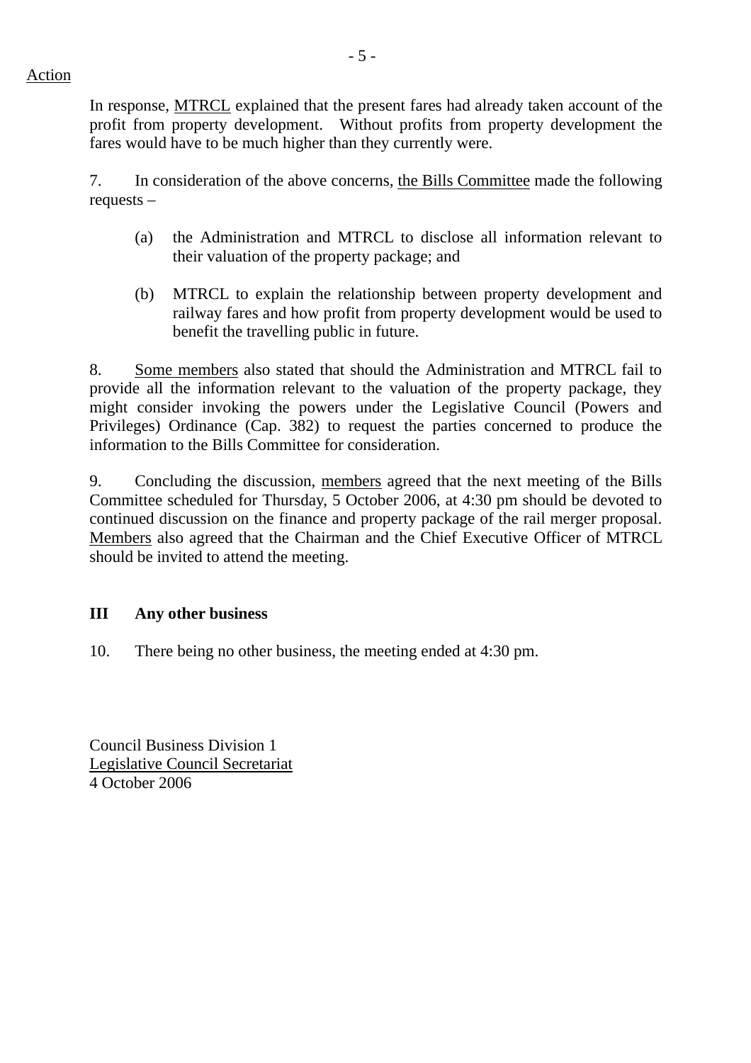Action

In response, MTRCL explained that the present fares had already taken account of the profit from property development. Without profits from property development the fares would have to be much higher than they currently were.

7. In consideration of the above concerns, the Bills Committee made the following requests –

(a) the Administration and MTRCL to disclose all information relevant to their valuation of the property package; and

(b) MTRCL to explain the relationship between property development and railway fares and how profit from property development would be used to benefit the travelling public in future.

8. Some members also stated that should the Administration and MTRCL fail to provide all the information relevant to the valuation of the property package, they might consider invoking the powers under the Legislative Council (Powers and Privileges) Ordinance (Cap. 382) to request the parties concerned to produce the information to the Bills Committee for consideration.

9. Concluding the discussion, members agreed that the next meeting of the Bills Committee scheduled for Thursday, 5 October 2006, at 4:30 pm should be devoted to continued discussion on the finance and property package of the rail merger proposal. Members also agreed that the Chairman and the Chief Executive Officer of MTRCL should be invited to attend the meeting.

## III Any other business

10. There being no other business, the meeting ended at 4:30 pm.

Council Business Division 1
Legislative Council Secretariat
4 October 2006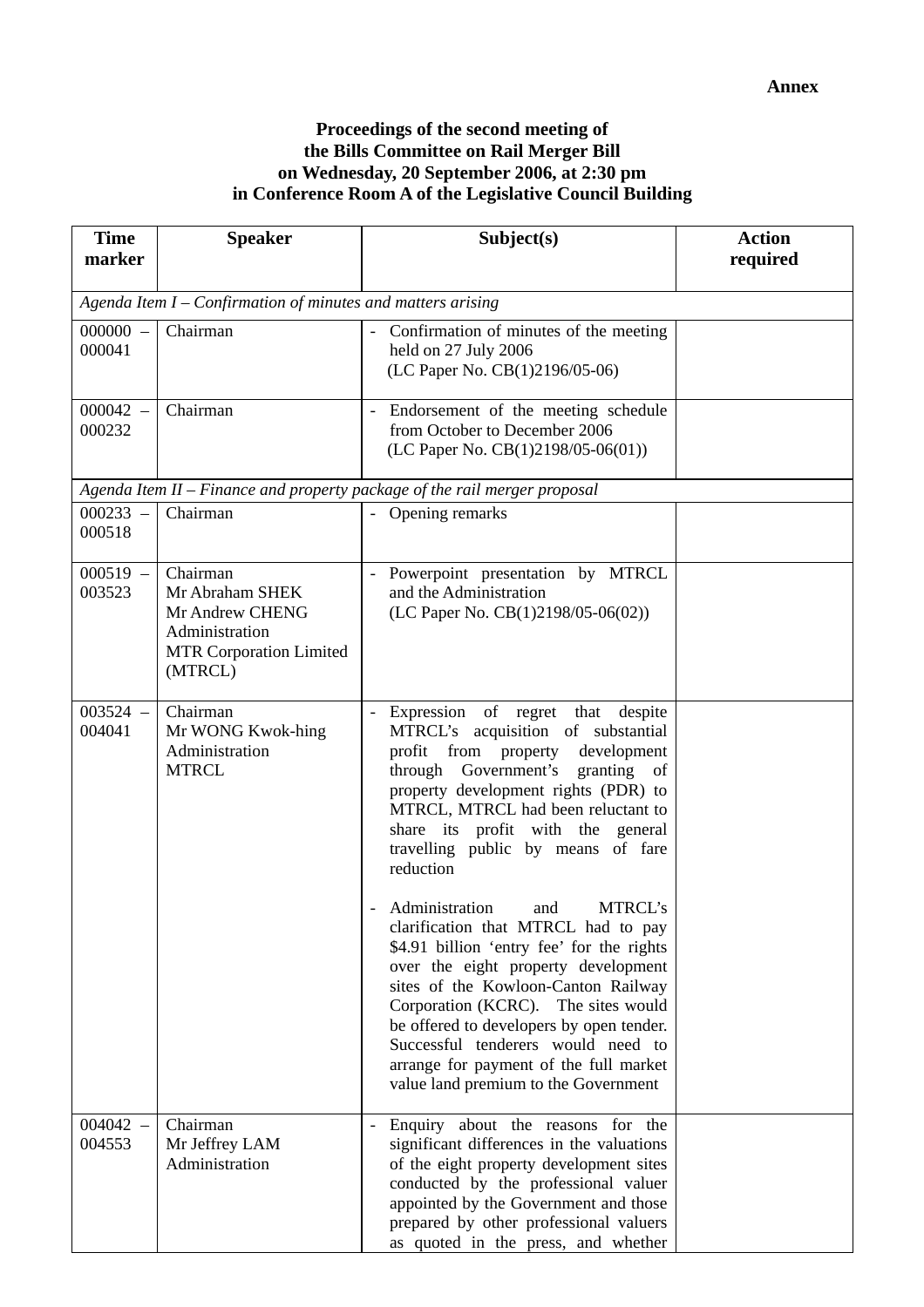**Annex**

**Proceedings of the second meeting of the Bills Committee on Rail Merger Bill on Wednesday, 20 September 2006, at 2:30 pm in Conference Room A of the Legislative Council Building**

| Time marker | Speaker | Subject(s) | Action required |
|---|---|---|---|
| *Agenda Item I – Confirmation of minutes and matters arising* | | | |
| 000000 – 000041 | Chairman | - Confirmation of minutes of the meeting held on 27 July 2006 (LC Paper No. CB(1)2196/05-06) | |
| 000042 – 000232 | Chairman | - Endorsement of the meeting schedule from October to December 2006 (LC Paper No. CB(1)2198/05-06(01)) | |
| *Agenda Item II – Finance and property package of the rail merger proposal* | | | |
| 000233 – 000518 | Chairman | - Opening remarks | |
| 000519 – 003523 | Chairman<br>Mr Abraham SHEK<br>Mr Andrew CHENG<br>Administration<br>MTR Corporation Limited (MTRCL) | - Powerpoint presentation by MTRCL and the Administration (LC Paper No. CB(1)2198/05-06(02)) | |
| 003524 – 004041 | Chairman<br>Mr WONG Kwok-hing<br>Administration<br>MTRCL | - Expression of regret that despite MTRCL's acquisition of substantial profit from property development through Government's granting of property development rights (PDR) to MTRCL, MTRCL had been reluctant to share its profit with the general travelling public by means of fare reduction<br><br>- Administration and MTRCL's clarification that MTRCL had to pay $4.91 billion 'entry fee' for the rights over the eight property development sites of the Kowloon-Canton Railway Corporation (KCRC). The sites would be offered to developers by open tender. Successful tenderers would need to arrange for payment of the full market value land premium to the Government | |
| 004042 – 004553 | Chairman<br>Mr Jeffrey LAM<br>Administration | - Enquiry about the reasons for the significant differences in the valuations of the eight property development sites conducted by the professional valuer appointed by the Government and those prepared by other professional valuers as quoted in the press, and whether | |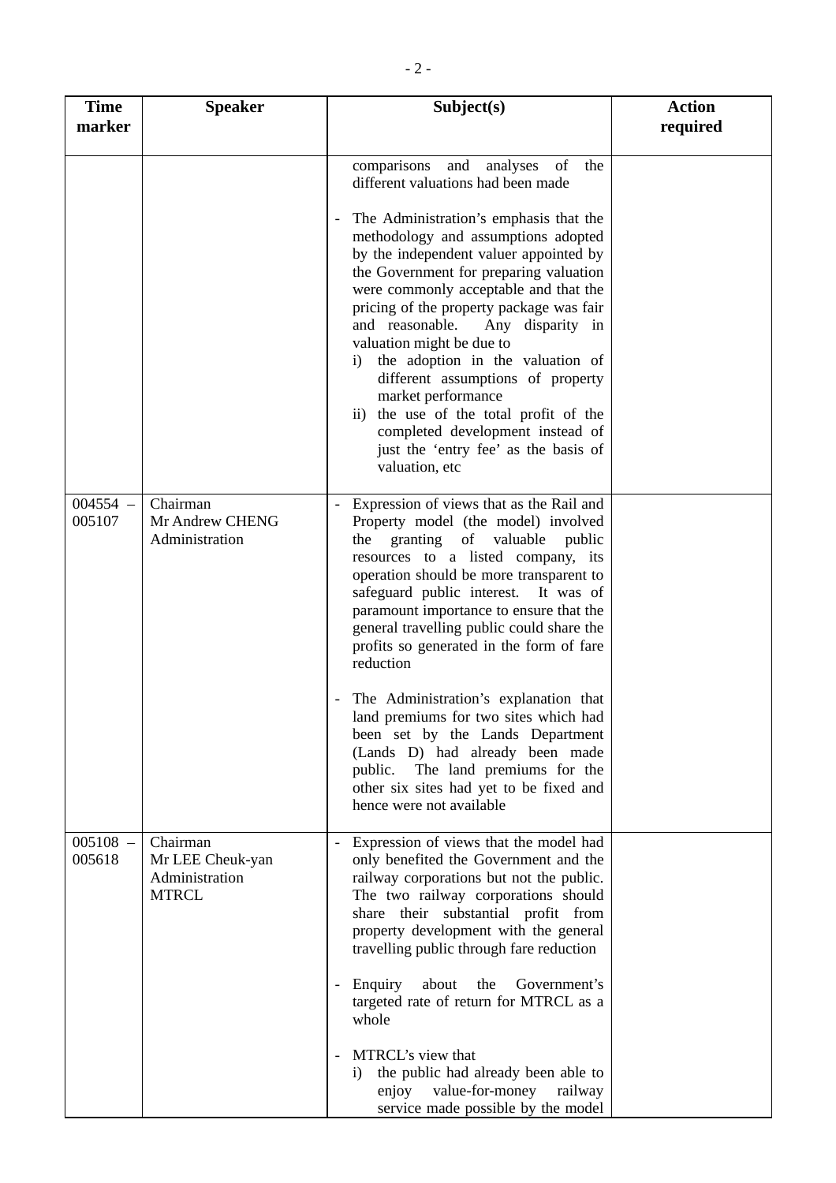| Time marker | Speaker | Subject(s) | Action required |
|---|---|---|---|
| | | comparisons and analyses of the different valuations had been made<br><br>- The Administration's emphasis that the methodology and assumptions adopted by the independent valuer appointed by the Government for preparing valuation were commonly acceptable and that the pricing of the property package was fair and reasonable. Any disparity in valuation might be due to<br>i) the adoption in the valuation of different assumptions of property market performance<br>ii) the use of the total profit of the completed development instead of just the 'entry fee' as the basis of valuation, etc | |
| 004554 – 005107 | Chairman<br>Mr Andrew CHENG<br>Administration | - Expression of views that as the Rail and Property model (the model) involved the granting of valuable public resources to a listed company, its operation should be more transparent to safeguard public interest. It was of paramount importance to ensure that the general travelling public could share the profits so generated in the form of fare reduction<br><br>- The Administration's explanation that land premiums for two sites which had been set by the Lands Department (Lands D) had already been made public. The land premiums for the other six sites had yet to be fixed and hence were not available | |
| 005108 – 005618 | Chairman<br>Mr LEE Cheuk-yan<br>Administration<br>MTRCL | - Expression of views that the model had only benefited the Government and the railway corporations but not the public. The two railway corporations should share their substantial profit from property development with the general travelling public through fare reduction<br><br>- Enquiry about the Government's targeted rate of return for MTRCL as a whole<br><br>- MTRCL's view that<br>i) the public had already been able to enjoy value-for-money railway service made possible by the model | |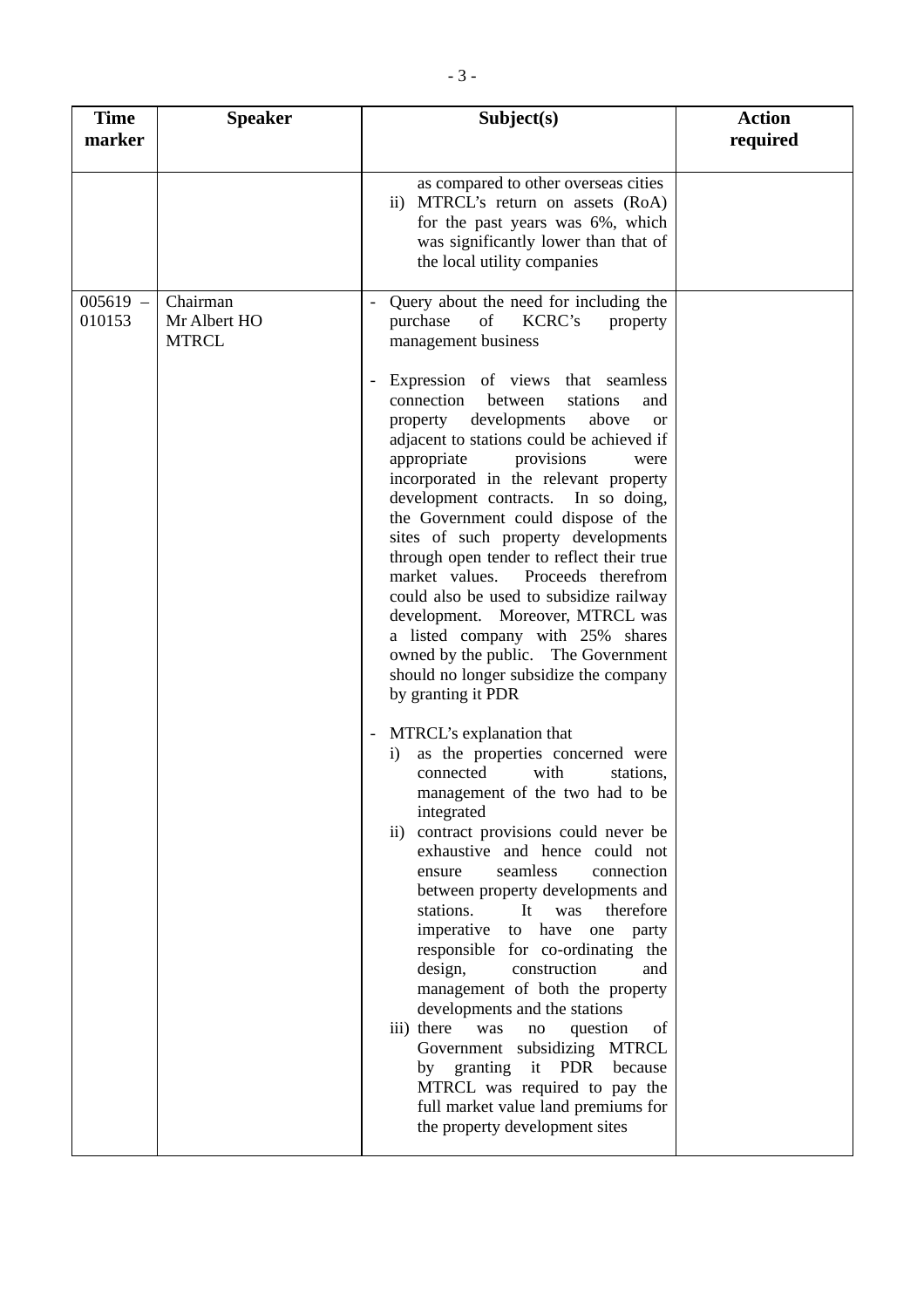| Time marker | Speaker | Subject(s) | Action required |
|---|---|---|---|
| | | as compared to other overseas cities<br>ii) MTRCL's return on assets (RoA) for the past years was 6%, which was significantly lower than that of the local utility companies | |
| 005619 – 010153 | Chairman<br>Mr Albert HO<br>MTRCL | - Query about the need for including the purchase of KCRC's property management business<br><br>- Expression of views that seamless connection between stations and property developments above or adjacent to stations could be achieved if appropriate provisions were incorporated in the relevant property development contracts. In so doing, the Government could dispose of the sites of such property developments through open tender to reflect their true market values. Proceeds therefrom could also be used to subsidize railway development. Moreover, MTRCL was a listed company with 25% shares owned by the public. The Government should no longer subsidize the company by granting it PDR<br><br>- MTRCL's explanation that<br>i) as the properties concerned were connected with stations, management of the two had to be integrated<br>ii) contract provisions could never be exhaustive and hence could not ensure seamless connection between property developments and stations. It was therefore imperative to have one party responsible for co-ordinating the design, construction and management of both the property developments and the stations<br>iii) there was no question of Government subsidizing MTRCL by granting it PDR because MTRCL was required to pay the full market value land premiums for the property development sites | |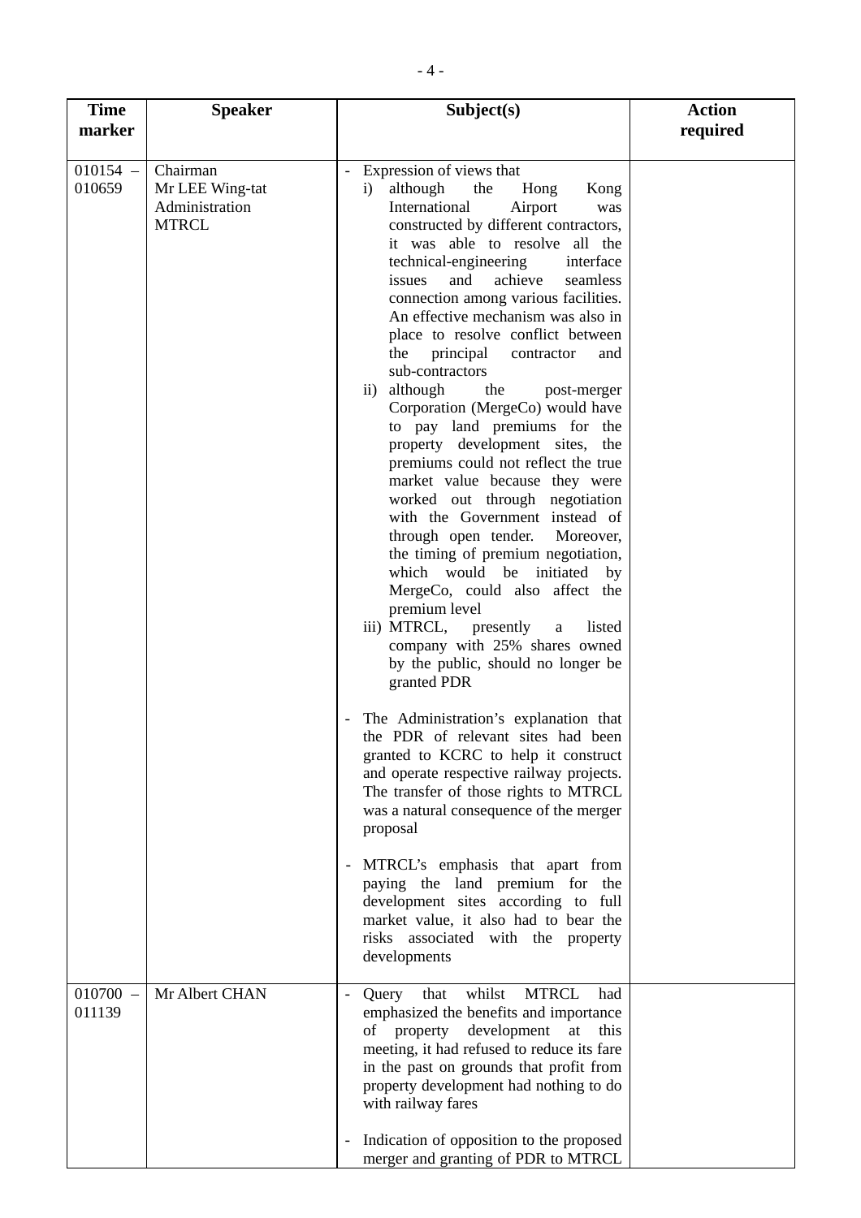| Time marker | Speaker | Subject(s) | Action required |
|---|---|---|---|
| 010154 – 010659 | Chairman<br>Mr LEE Wing-tat<br>Administration<br>MTRCL | - Expression of views that<br>i) although the Hong Kong International Airport was constructed by different contractors, it was able to resolve all the technical-engineering interface issues and achieve seamless connection among various facilities. An effective mechanism was also in place to resolve conflict between the principal contractor and sub-contractors<br>ii) although the post-merger Corporation (MergeCo) would have to pay land premiums for the property development sites, the premiums could not reflect the true market value because they were worked out through negotiation with the Government instead of through open tender. Moreover, the timing of premium negotiation, which would be initiated by MergeCo, could also affect the premium level<br>iii) MTRCL, presently a listed company with 25% shares owned by the public, should no longer be granted PDR<br><br>- The Administration's explanation that the PDR of relevant sites had been granted to KCRC to help it construct and operate respective railway projects. The transfer of those rights to MTRCL was a natural consequence of the merger proposal<br><br>- MTRCL's emphasis that apart from paying the land premium for the development sites according to full market value, it also had to bear the risks associated with the property developments | |
| 010700 – 011139 | Mr Albert CHAN | - Query that whilst MTRCL had emphasized the benefits and importance of property development at this meeting, it had refused to reduce its fare in the past on grounds that profit from property development had nothing to do with railway fares<br><br>- Indication of opposition to the proposed merger and granting of PDR to MTRCL | |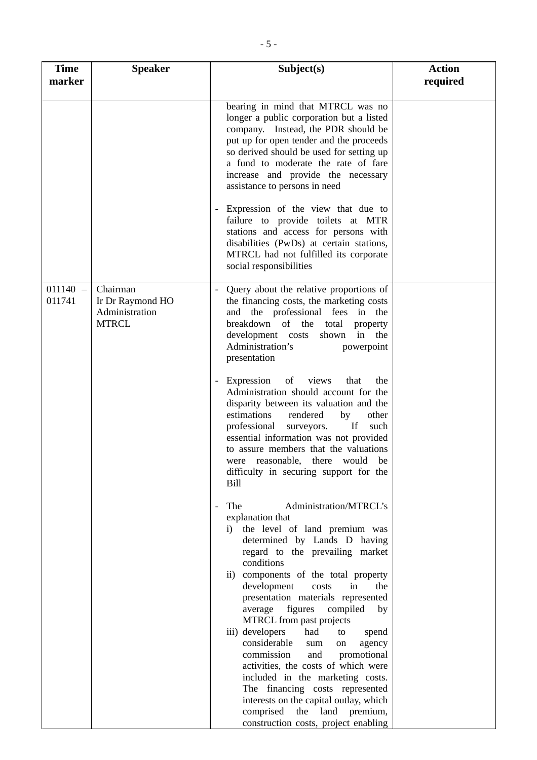| Time marker | Speaker | Subject(s) | Action required |
|---|---|---|---|
| | | bearing in mind that MTRCL was no longer a public corporation but a listed company. Instead, the PDR should be put up for open tender and the proceeds so derived should be used for setting up a fund to moderate the rate of fare increase and provide the necessary assistance to persons in need<br><br>- Expression of the view that due to failure to provide toilets at MTR stations and access for persons with disabilities (PwDs) at certain stations, MTRCL had not fulfilled its corporate social responsibilities | |
| 011140 – 011741 | Chairman<br>Ir Dr Raymond HO<br>Administration<br>MTRCL | - Query about the relative proportions of the financing costs, the marketing costs and the professional fees in the breakdown of the total property development costs shown in the Administration's powerpoint presentation<br><br>- Expression of views that the Administration should account for the disparity between its valuation and the estimations rendered by other professional surveyors. If such essential information was not provided to assure members that the valuations were reasonable, there would be difficulty in securing support for the Bill<br><br>- The Administration/MTRCL's explanation that<br>i) the level of land premium was determined by Lands D having regard to the prevailing market conditions<br>ii) components of the total property development costs in the presentation materials represented average figures compiled by MTRCL from past projects<br>iii) developers had to spend considerable sum on agency commission and promotional activities, the costs of which were included in the marketing costs. The financing costs represented interests on the capital outlay, which comprised the land premium, construction costs, project enabling | |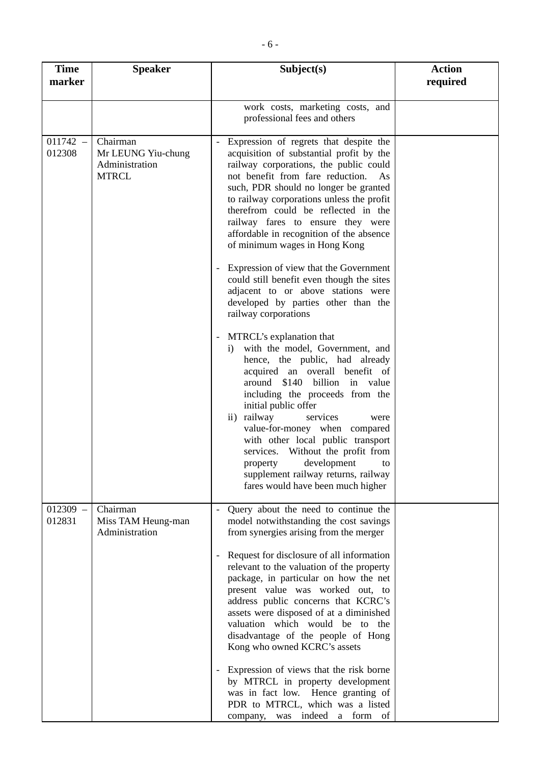| Time marker | Speaker | Subject(s) | Action required |
|---|---|---|---|
| | | work costs, marketing costs, and professional fees and others | |
| 011742 – 012308 | Chairman<br>Mr LEUNG Yiu-chung<br>Administration<br>MTRCL | - Expression of regrets that despite the acquisition of substantial profit by the railway corporations, the public could not benefit from fare reduction. As such, PDR should no longer be granted to railway corporations unless the profit therefrom could be reflected in the railway fares to ensure they were affordable in recognition of the absence of minimum wages in Hong Kong<br><br>- Expression of view that the Government could still benefit even though the sites adjacent to or above stations were developed by parties other than the railway corporations<br><br>- MTRCL's explanation that<br>i) with the model, Government, and hence, the public, had already acquired an overall benefit of around $140 billion in value including the proceeds from the initial public offer<br>ii) railway services were value-for-money when compared with other local public transport services. Without the profit from property development to supplement railway returns, railway fares would have been much higher | |
| 012309 – 012831 | Chairman<br>Miss TAM Heung-man<br>Administration | - Query about the need to continue the model notwithstanding the cost savings from synergies arising from the merger<br><br>- Request for disclosure of all information relevant to the valuation of the property package, in particular on how the net present value was worked out, to address public concerns that KCRC's assets were disposed of at a diminished valuation which would be to the disadvantage of the people of Hong Kong who owned KCRC's assets<br><br>- Expression of views that the risk borne by MTRCL in property development was in fact low. Hence granting of PDR to MTRCL, which was a listed company, was indeed a form of | |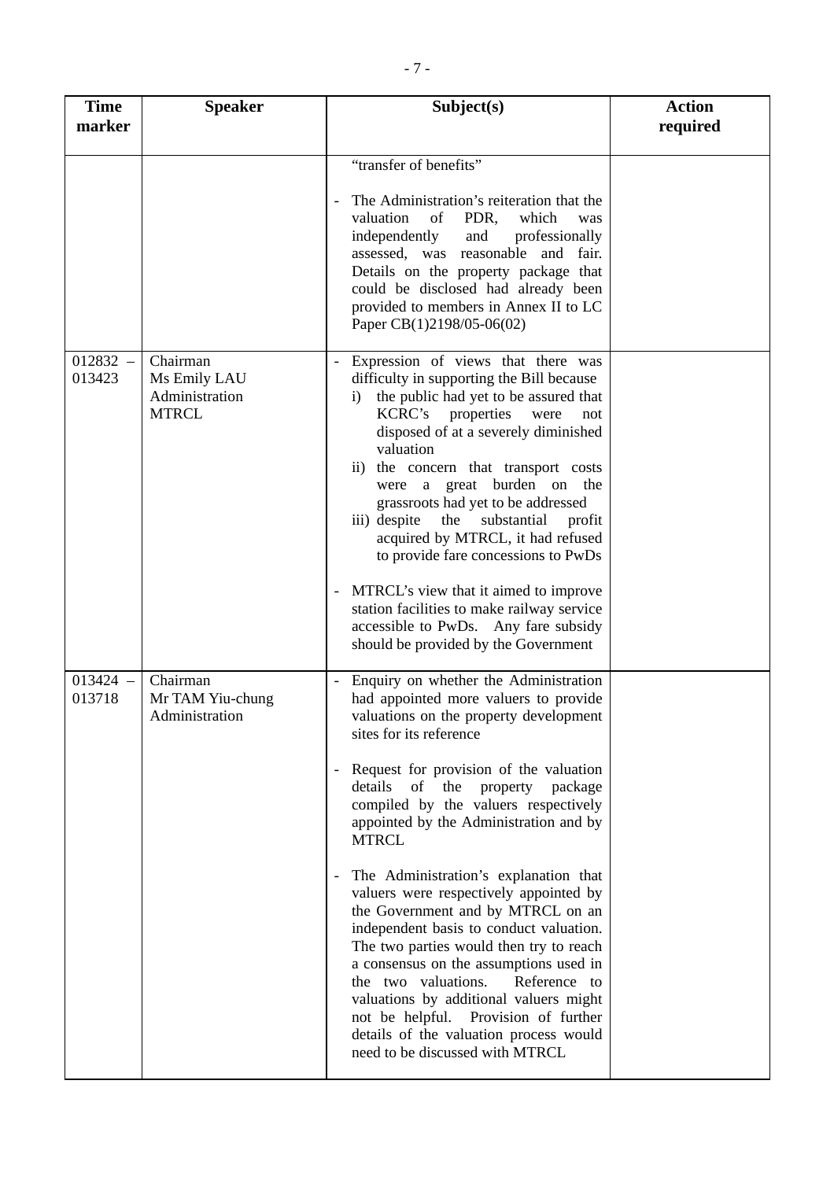| Time marker | Speaker | Subject(s) | Action required |
|---|---|---|---|
| | | "transfer of benefits"<br><br>- The Administration's reiteration that the valuation of PDR, which was independently and professionally assessed, was reasonable and fair. Details on the property package that could be disclosed had already been provided to members in Annex II to LC Paper CB(1)2198/05-06(02) | |
| 012832 – 013423 | Chairman<br>Ms Emily LAU<br>Administration<br>MTRCL | - Expression of views that there was difficulty in supporting the Bill because<br>i) the public had yet to be assured that KCRC's properties were not disposed of at a severely diminished valuation<br>ii) the concern that transport costs were a great burden on the grassroots had yet to be addressed<br>iii) despite the substantial profit acquired by MTRCL, it had refused to provide fare concessions to PwDs<br><br>- MTRCL's view that it aimed to improve station facilities to make railway service accessible to PwDs. Any fare subsidy should be provided by the Government | |
| 013424 – 013718 | Chairman<br>Mr TAM Yiu-chung<br>Administration | - Enquiry on whether the Administration had appointed more valuers to provide valuations on the property development sites for its reference<br><br>- Request for provision of the valuation details of the property package compiled by the valuers respectively appointed by the Administration and by MTRCL<br><br>- The Administration's explanation that valuers were respectively appointed by the Government and by MTRCL on an independent basis to conduct valuation. The two parties would then try to reach a consensus on the assumptions used in the two valuations. Reference to valuations by additional valuers might not be helpful. Provision of further details of the valuation process would need to be discussed with MTRCL | |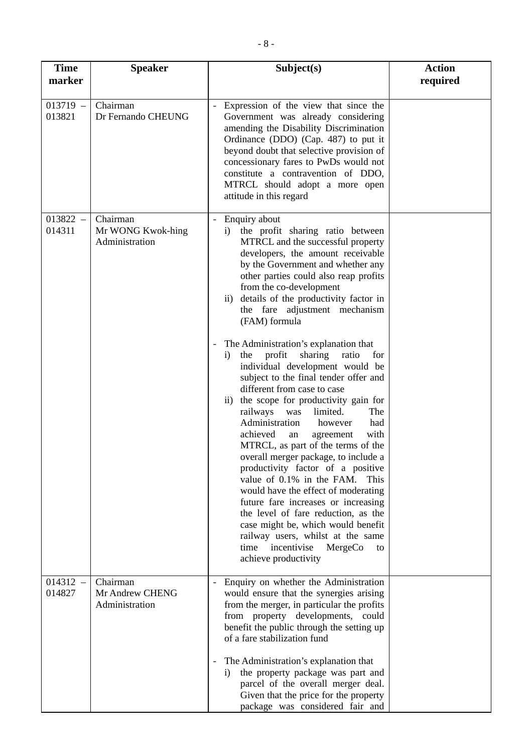| Time marker | Speaker | Subject(s) | Action required |
|---|---|---|---|
| 013719 – 013821 | Chairman<br>Dr Fernando CHEUNG | - Expression of the view that since the Government was already considering amending the Disability Discrimination Ordinance (DDO) (Cap. 487) to put it beyond doubt that selective provision of concessionary fares to PwDs would not constitute a contravention of DDO, MTRCL should adopt a more open attitude in this regard | |
| 013822 – 014311 | Chairman<br>Mr WONG Kwok-hing<br>Administration | - Enquiry about<br>i) the profit sharing ratio between MTRCL and the successful property developers, the amount receivable by the Government and whether any other parties could also reap profits from the co-development<br>ii) details of the productivity factor in the fare adjustment mechanism (FAM) formula<br><br>- The Administration's explanation that<br>i) the profit sharing ratio for individual development would be subject to the final tender offer and different from case to case<br>ii) the scope for productivity gain for railways was limited. The Administration however had achieved an agreement with MTRCL, as part of the terms of the overall merger package, to include a productivity factor of a positive value of 0.1% in the FAM. This would have the effect of moderating future fare increases or increasing the level of fare reduction, as the case might be, which would benefit railway users, whilst at the same time incentivise MergeCo to achieve productivity | |
| 014312 – 014827 | Chairman<br>Mr Andrew CHENG<br>Administration | - Enquiry on whether the Administration would ensure that the synergies arising from the merger, in particular the profits from property developments, could benefit the public through the setting up of a fare stabilization fund<br><br>- The Administration's explanation that<br>i) the property package was part and parcel of the overall merger deal. Given that the price for the property package was considered fair and | |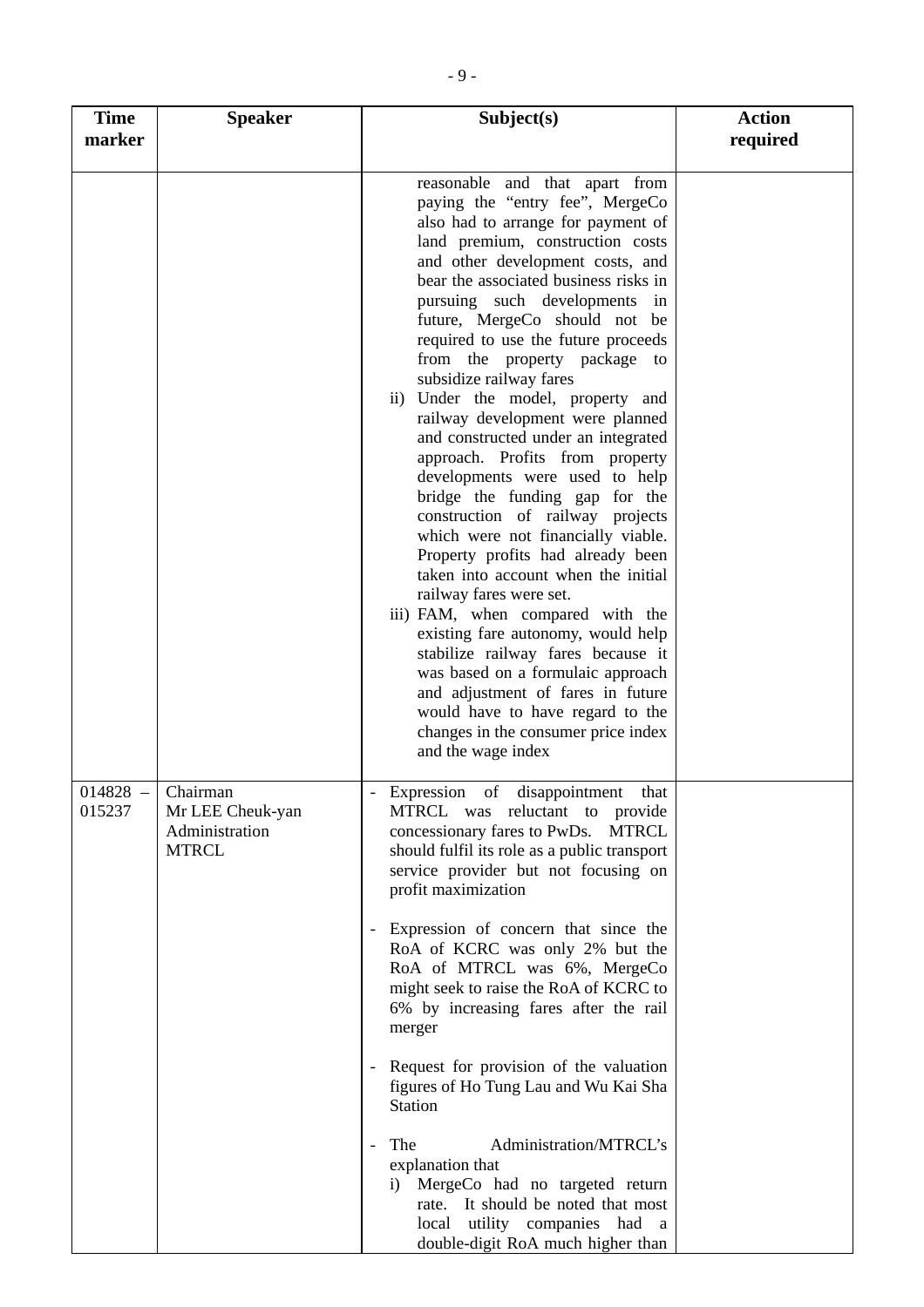| Time marker | Speaker | Subject(s) | Action required |
| --- | --- | --- | --- |
| | | reasonable and that apart from paying the "entry fee", MergeCo also had to arrange for payment of land premium, construction costs and other development costs, and bear the associated business risks in pursuing such developments in future, MergeCo should not be required to use the future proceeds from the property package to subsidize railway fares<br>ii) Under the model, property and railway development were planned and constructed under an integrated approach. Profits from property developments were used to help bridge the funding gap for the construction of railway projects which were not financially viable. Property profits had already been taken into account when the initial railway fares were set.<br>iii) FAM, when compared with the existing fare autonomy, would help stabilize railway fares because it was based on a formulaic approach and adjustment of fares in future would have to have regard to the changes in the consumer price index and the wage index | |
| 014828 – 015237 | Chairman<br>Mr LEE Cheuk-yan<br>Administration<br>MTRCL | - Expression of disappointment that MTRCL was reluctant to provide concessionary fares to PwDs. MTRCL should fulfil its role as a public transport service provider but not focusing on profit maximization<br><br>- Expression of concern that since the RoA of KCRC was only 2% but the RoA of MTRCL was 6%, MergeCo might seek to raise the RoA of KCRC to 6% by increasing fares after the rail merger<br><br>- Request for provision of the valuation figures of Ho Tung Lau and Wu Kai Sha Station<br><br>- The Administration/MTRCL's explanation that<br>i) MergeCo had no targeted return rate. It should be noted that most local utility companies had a double-digit RoA much higher than | |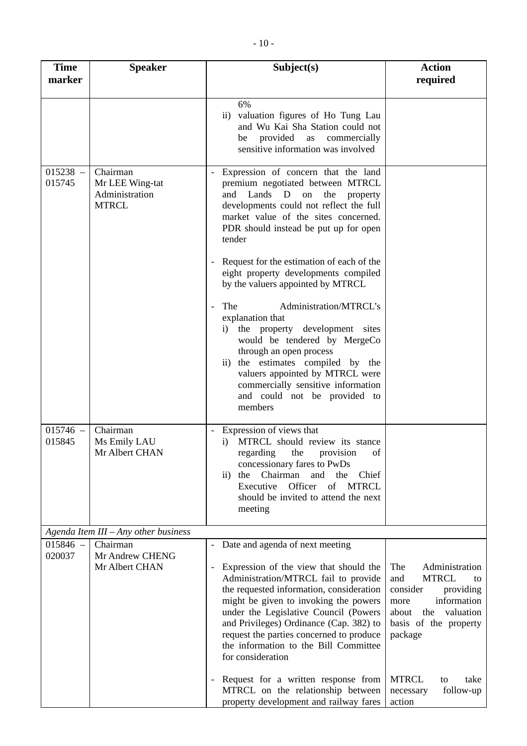| Time marker | Speaker | Subject(s) | Action required |
|---|---|---|---|
| | | 6%<br>ii) valuation figures of Ho Tung Lau and Wu Kai Sha Station could not be provided as commercially sensitive information was involved | |
| 015238 – 015745 | Chairman<br>Mr LEE Wing-tat<br>Administration<br>MTRCL | - Expression of concern that the land premium negotiated between MTRCL and Lands D on the property developments could not reflect the full market value of the sites concerned. PDR should instead be put up for open tender<br><br>- Request for the estimation of each of the eight property developments compiled by the valuers appointed by MTRCL<br><br>- The Administration/MTRCL's explanation that<br>i) the property development sites would be tendered by MergeCo through an open process<br>ii) the estimates compiled by the valuers appointed by MTRCL were commercially sensitive information and could not be provided to members | |
| 015746 – 015845 | Chairman<br>Ms Emily LAU<br>Mr Albert CHAN | - Expression of views that<br>i) MTRCL should review its stance regarding the provision of concessionary fares to PwDs<br>ii) the Chairman and the Chief Executive Officer of MTRCL should be invited to attend the next meeting | |
| *Agenda Item III – Any other business* | | | |
| 015846 – 020037 | Chairman<br>Mr Andrew CHENG<br>Mr Albert CHAN | - Date and agenda of next meeting<br><br>- Expression of the view that should the Administration/MTRCL fail to provide the requested information, consideration might be given to invoking the powers under the Legislative Council (Powers and Privileges) Ordinance (Cap. 382) to request the parties concerned to produce the information to the Bill Committee for consideration<br><br>- Request for a written response from MTRCL on the relationship between property development and railway fares | The Administration and MTRCL to consider providing more information about the valuation basis of the property package<br><br>MTRCL to take necessary follow-up action |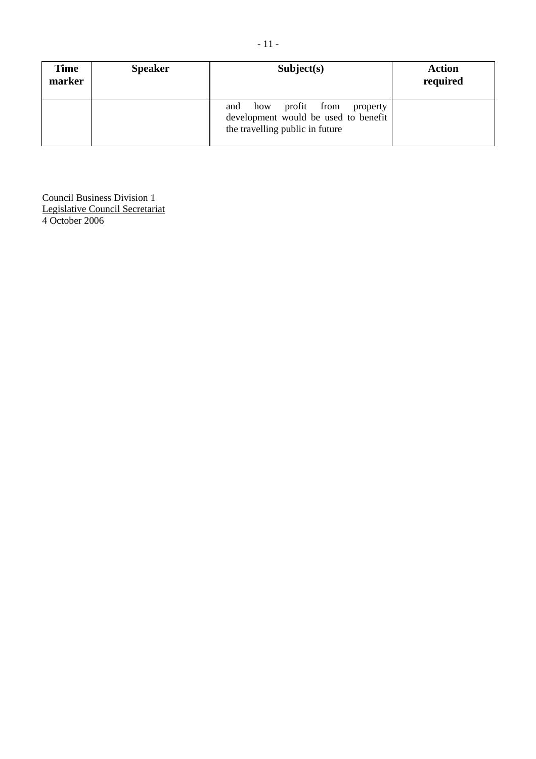| Time marker | Speaker | Subject(s) | Action required |
|---|---|---|---|
| | | and how profit from property development would be used to benefit the travelling public in future | |

Council Business Division 1
Legislative Council Secretariat
4 October 2006